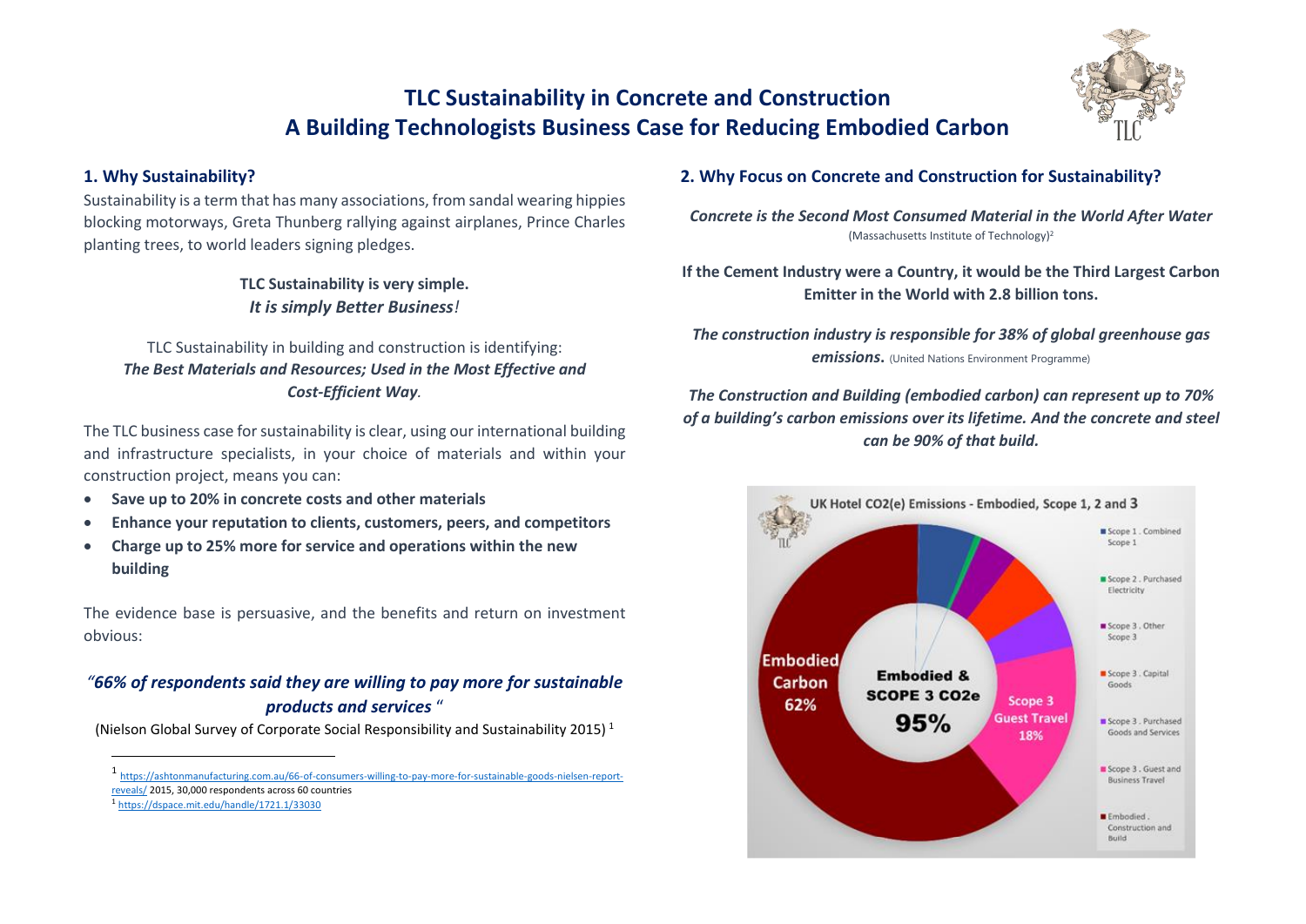# TLC Sustainability in Concrete and Construction
# A Building Technologists Business Case for Reducing Embodied Carbon

## 1. Why Sustainability?

Sustainability is a term that has many associations, from sandal wearing hippies blocking motorways, Greta Thunberg rallying against airplanes, Prince Charles planting trees, to world leaders signing pledges.

**TLC Sustainability is very simple.**
***It is simply Better Business!***

TLC Sustainability in building and construction is identifying:
***The Best Materials and Resources; Used in the Most Effective and Cost-Efficient Way.***

The TLC business case for sustainability is clear, using our international building and infrastructure specialists, in your choice of materials and within your construction project, means you can:

- **Save up to 20% in concrete costs and other materials**
- **Enhance your reputation to clients, customers, peers, and competitors**
- **Charge up to 25% more for service and operations within the new building**

The evidence base is persuasive, and the benefits and return on investment obvious:

***"66% of respondents said they are willing to pay more for sustainable products and services "***

(Nielson Global Survey of Corporate Social Responsibility and Sustainability 2015) [1]

## 2. Why Focus on Concrete and Construction for Sustainability?

***Concrete is the Second Most Consumed Material in the World After Water***
(Massachusetts Institute of Technology)[2]

**If the Cement Industry were a Country, it would be the Third Largest Carbon Emitter in the World with 2.8 billion tons.**

***The construction industry is responsible for 38% of global greenhouse gas emissions.*** (United Nations Environment Programme)

***The Construction and Building (embodied carbon) can represent up to 70% of a building's carbon emissions over its lifetime. And the concrete and steel can be 90% of that build.***

UK Hotel CO2(e) Emissions - Embodied, Scope 1, 2 and 3

Embodied Carbon 62%

Embodied & SCOPE 3 CO2e 95%

Scope 3 Guest Travel 18%

Scope 1 . Combined Scope 1
Scope 2 . Purchased Electricity
Scope 3 . Other Scope 3
Scope 3 . Capital Goods
Scope 3 . Purchased Goods and Services
Scope 3 . Guest and Business Travel
Embodied . Construction and Build

---

[1] https://ashtonmanufacturing.com.au/66-of-consumers-willing-to-pay-more-for-sustainable-goods-nielsen-report-reveals/ 2015, 30,000 respondents across 60 countries

[1] https://dspace.mit.edu/handle/1721.1/33030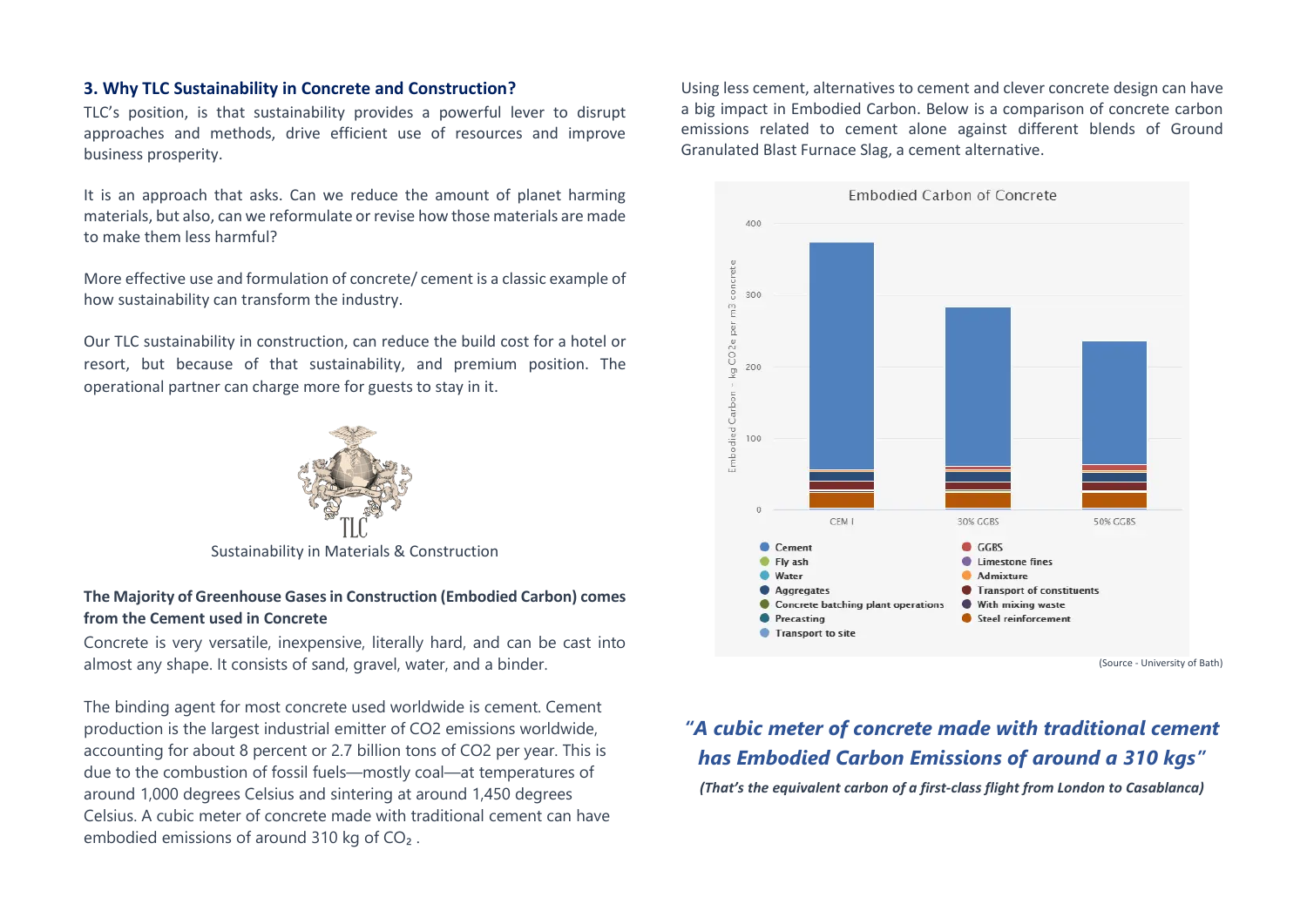### 3. Why TLC Sustainability in Concrete and Construction?

TLC's position, is that sustainability provides a powerful lever to disrupt approaches and methods, drive efficient use of resources and improve business prosperity.

It is an approach that asks. Can we reduce the amount of planet harming materials, but also, can we reformulate or revise how those materials are made to make them less harmful?

More effective use and formulation of concrete/ cement is a classic example of how sustainability can transform the industry.

Our TLC sustainability in construction, can reduce the build cost for a hotel or resort, but because of that sustainability, and premium position. The operational partner can charge more for guests to stay in it.

TLC

Sustainability in Materials & Construction

**The Majority of Greenhouse Gases in Construction (Embodied Carbon) comes from the Cement used in Concrete**

Concrete is very versatile, inexpensive, literally hard, and can be cast into almost any shape. It consists of sand, gravel, water, and a binder.

The binding agent for most concrete used worldwide is cement. Cement production is the largest industrial emitter of CO2 emissions worldwide, accounting for about 8 percent or 2.7 billion tons of CO2 per year. This is due to the combustion of fossil fuels—mostly coal—at temperatures of around 1,000 degrees Celsius and sintering at around 1,450 degrees Celsius. A cubic meter of concrete made with traditional cement can have embodied emissions of around 310 kg of $CO_2$.

Using less cement, alternatives to cement and clever concrete design can have a big impact in Embodied Carbon. Below is a comparison of concrete carbon emissions related to cement alone against different blends of Ground Granulated Blast Furnace Slag, a cement alternative.

Embodied Carbon of Concrete

Embodied Carbon - kg CO2e per m3 concrete

400
300
200
100
0

CEM I
30% GGBS
50% GGBS

Cement
Fly ash
Water
Aggregates
Concrete batching plant operations
Precasting
Transport to site
GGBS
Limestone fines
Admixture
Transport of constituents
With mixing waste
Steel reinforcement

(Source - University of Bath)

***"A cubic meter of concrete made with traditional cement has Embodied Carbon Emissions of around a 310 kgs"***

***(That's the equivalent carbon of a first-class flight from London to Casablanca)***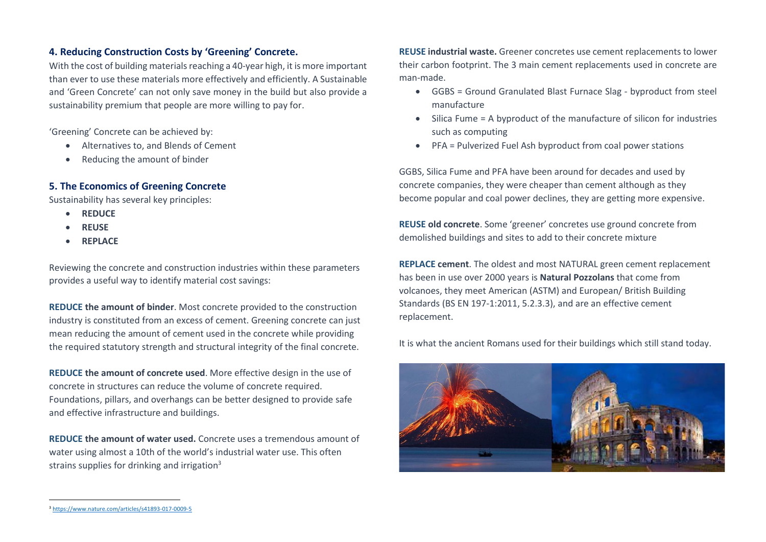## 4. Reducing Construction Costs by 'Greening' Concrete.

With the cost of building materials reaching a 40-year high, it is more important than ever to use these materials more effectively and efficiently. A Sustainable and 'Green Concrete' can not only save money in the build but also provide a sustainability premium that people are more willing to pay for.

'Greening' Concrete can be achieved by:

- Alternatives to, and Blends of Cement
- Reducing the amount of binder

## 5. The Economics of Greening Concrete

Sustainability has several key principles:

- **REDUCE**
- **REUSE**
- **REPLACE**

Reviewing the concrete and construction industries within these parameters provides a useful way to identify material cost savings:

**REDUCE the amount of binder**. Most concrete provided to the construction industry is constituted from an excess of cement. Greening concrete can just mean reducing the amount of cement used in the concrete while providing the required statutory strength and structural integrity of the final concrete.

**REDUCE the amount of concrete used**. More effective design in the use of concrete in structures can reduce the volume of concrete required. Foundations, pillars, and overhangs can be better designed to provide safe and effective infrastructure and buildings.

**REDUCE the amount of water used.** Concrete uses a tremendous amount of water using almost a 10th of the world's industrial water use. This often strains supplies for drinking and irrigation[3]

**REUSE industrial waste.** Greener concretes use cement replacements to lower their carbon footprint. The 3 main cement replacements used in concrete are man-made.

- GGBS = Ground Granulated Blast Furnace Slag - byproduct from steel manufacture
- Silica Fume = A byproduct of the manufacture of silicon for industries such as computing
- PFA = Pulverized Fuel Ash byproduct from coal power stations

GGBS, Silica Fume and PFA have been around for decades and used by concrete companies, they were cheaper than cement although as they become popular and coal power declines, they are getting more expensive.

**REUSE old concrete**. Some 'greener' concretes use ground concrete from demolished buildings and sites to add to their concrete mixture

**REPLACE cement**. The oldest and most NATURAL green cement replacement has been in use over 2000 years is **Natural Pozzolans** that come from volcanoes, they meet American (ASTM) and European/ British Building Standards (BS EN 197-1:2011, 5.2.3.3), and are an effective cement replacement.

It is what the ancient Romans used for their buildings which still stand today.

[3] https://www.nature.com/articles/s41893-017-0009-5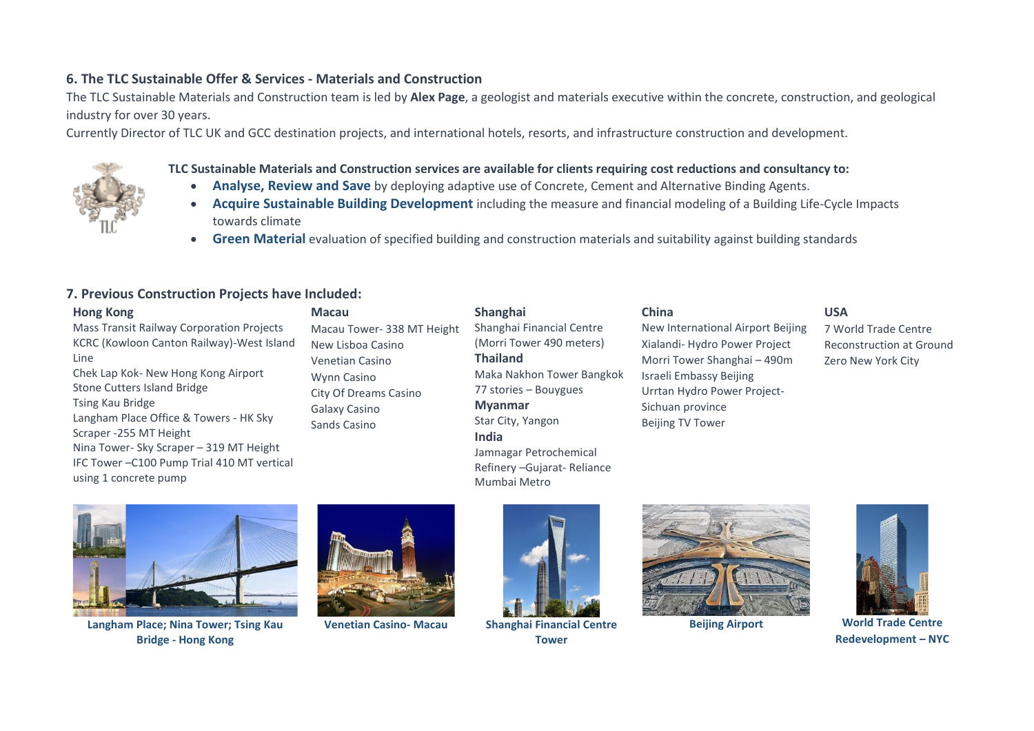### 6. The TLC Sustainable Offer & Services - Materials and Construction

The TLC Sustainable Materials and Construction team is led by **Alex Page**, a geologist and materials executive within the concrete, construction, and geological industry for over 30 years.

Currently Director of TLC UK and GCC destination projects, and international hotels, resorts, and infrastructure construction and development.

**TLC Sustainable Materials and Construction services are available for clients requiring cost reductions and consultancy to:**

- **Analyse, Review and Save** by deploying adaptive use of Concrete, Cement and Alternative Binding Agents.
- **Acquire Sustainable Building Development** including the measure and financial modeling of a Building Life-Cycle Impacts towards climate
- **Green Material** evaluation of specified building and construction materials and suitability against building standards

### 7. Previous Construction Projects have Included:

**Hong Kong**

Mass Transit Railway Corporation Projects
KCRC (Kowloon Canton Railway)-West Island Line
Chek Lap Kok- New Hong Kong Airport
Stone Cutters Island Bridge
Tsing Kau Bridge
Langham Place Office & Towers - HK Sky Scraper -255 MT Height
Nina Tower- Sky Scraper – 319 MT Height
IFC Tower –C100 Pump Trial 410 MT vertical using 1 concrete pump

**Macau**

Macau Tower- 338 MT Height
New Lisboa Casino
Venetian Casino
Wynn Casino
City Of Dreams Casino
Galaxy Casino
Sands Casino

**Shanghai**

Shanghai Financial Centre (Morri Tower 490 meters)

**Thailand**

Maka Nakhon Tower Bangkok
77 stories – Bouygues

**Myanmar**

Star City, Yangon

**India**

Jamnagar Petrochemical Refinery –Gujarat- Reliance
Mumbai Metro

**China**

New International Airport Beijing
Xialandi- Hydro Power Project
Morri Tower Shanghai – 490m
Israeli Embassy Beijing
Urrtan Hydro Power Project- Sichuan province
Beijing TV Tower

**USA**

7 World Trade Centre
Reconstruction at Ground Zero New York City

**Langham Place; Nina Tower; Tsing Kau Bridge - Hong Kong**

**Venetian Casino- Macau**

**Shanghai Financial Centre Tower**

**Beijing Airport**

**World Trade Centre Redevelopment – NYC**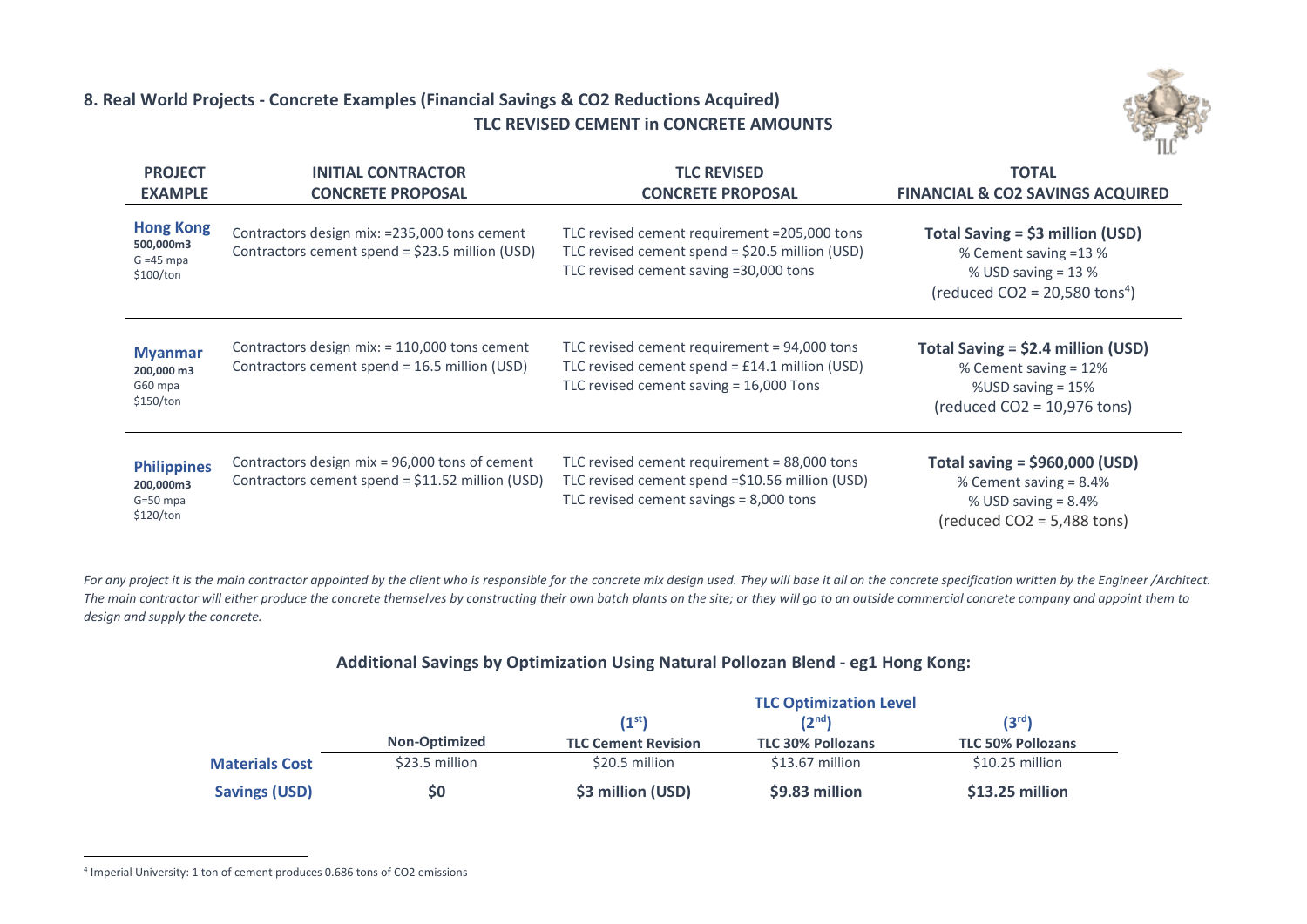## 8. Real World Projects - Concrete Examples (Financial Savings & CO2 Reductions Acquired)

### TLC REVISED CEMENT in CONCRETE AMOUNTS

| PROJECT EXAMPLE | INITIAL CONTRACTOR CONCRETE PROPOSAL | TLC REVISED CONCRETE PROPOSAL | TOTAL FINANCIAL & CO2 SAVINGS ACQUIRED |
|---|---|---|---|
| **Hong Kong** 500,000m3 G =45 mpa \$100/ton | Contractors design mix: =235,000 tons cement Contractors cement spend = \$23.5 million (USD) | TLC revised cement requirement =205,000 tons TLC revised cement spend = \$20.5 million (USD) TLC revised cement saving =30,000 tons | **Total Saving = \$3 million (USD)** % Cement saving =13 % % USD saving = 13 % (reduced CO2 = 20,580 tons[4]) |
| **Myanmar** 200,000 m3 G60 mpa \$150/ton | Contractors design mix: = 110,000 tons cement Contractors cement spend = 16.5 million (USD) | TLC revised cement requirement = 94,000 tons TLC revised cement spend = £14.1 million (USD) TLC revised cement saving = 16,000 Tons | **Total Saving = \$2.4 million (USD)** % Cement saving = 12% %USD saving = 15% (reduced CO2 = 10,976 tons) |
| **Philippines** 200,000m3 G=50 mpa \$120/ton | Contractors design mix = 96,000 tons of cement Contractors cement spend = \$11.52 million (USD) | TLC revised cement requirement = 88,000 tons TLC revised cement spend =\$10.56 million (USD) TLC revised cement savings = 8,000 tons | **Total saving = \$960,000 (USD)** % Cement saving = 8.4% % USD saving = 8.4% (reduced CO2 = 5,488 tons) |

*For any project it is the main contractor appointed by the client who is responsible for the concrete mix design used. They will base it all on the concrete specification written by the Engineer /Architect. The main contractor will either produce the concrete themselves by constructing their own batch plants on the site; or they will go to an outside commercial concrete company and appoint them to design and supply the concrete.*

### Additional Savings by Optimization Using Natural Pollozan Blend - eg1 Hong Kong:

| | | TLC Optimization Level | | |
|---|---|---|---|---|
| | Non-Optimized | (1st) TLC Cement Revision | (2nd) TLC 30% Pollozans | (3rd) TLC 50% Pollozans |
| **Materials Cost** | \$23.5 million | \$20.5 million | \$13.67 million | \$10.25 million |
| **Savings (USD)** | **\$0** | **\$3 million (USD)** | **\$9.83 million** | **\$13.25 million** |

[4] Imperial University: 1 ton of cement produces 0.686 tons of CO2 emissions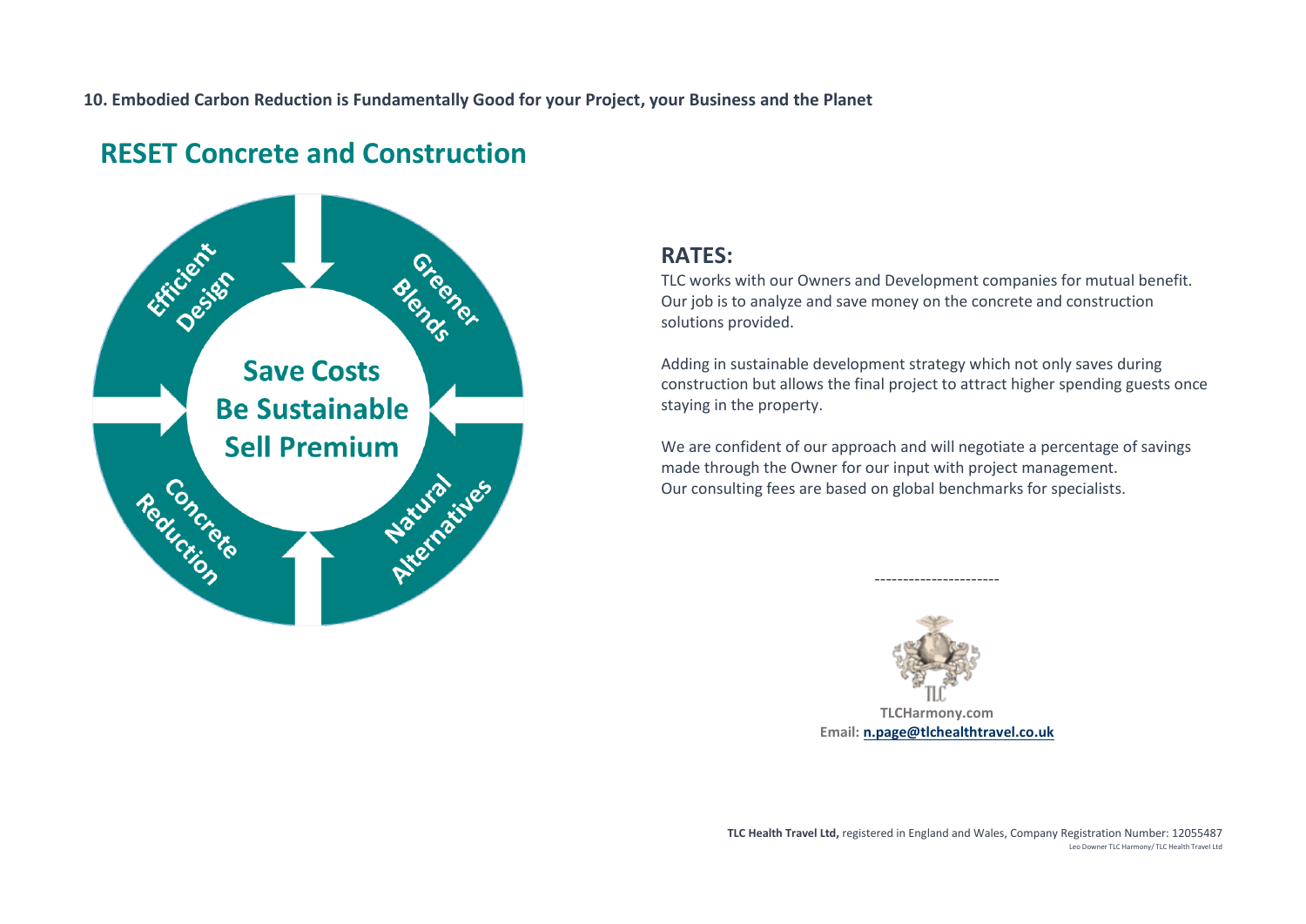**10. Embodied Carbon Reduction is Fundamentally Good for your Project, your Business and the Planet**

## RESET Concrete and Construction

Efficient Design

Greener Blends

Save Costs
Be Sustainable
Sell Premium

Concrete Reduction

Natural Alternatives

## RATES:

TLC works with our Owners and Development companies for mutual benefit. Our job is to analyze and save money on the concrete and construction solutions provided.

Adding in sustainable development strategy which not only saves during construction but allows the final project to attract higher spending guests once staying in the property.

We are confident of our approach and will negotiate a percentage of savings made through the Owner for our input with project management.
Our consulting fees are based on global benchmarks for specialists.

----------------------

TLC

**TLCHarmony.com**
**Email: n.page@tlchealthtravel.co.uk**

**TLC Health Travel Ltd,** registered in England and Wales, Company Registration Number: 12055487
Leo Downer TLC Harmony/ TLC Health Travel Ltd